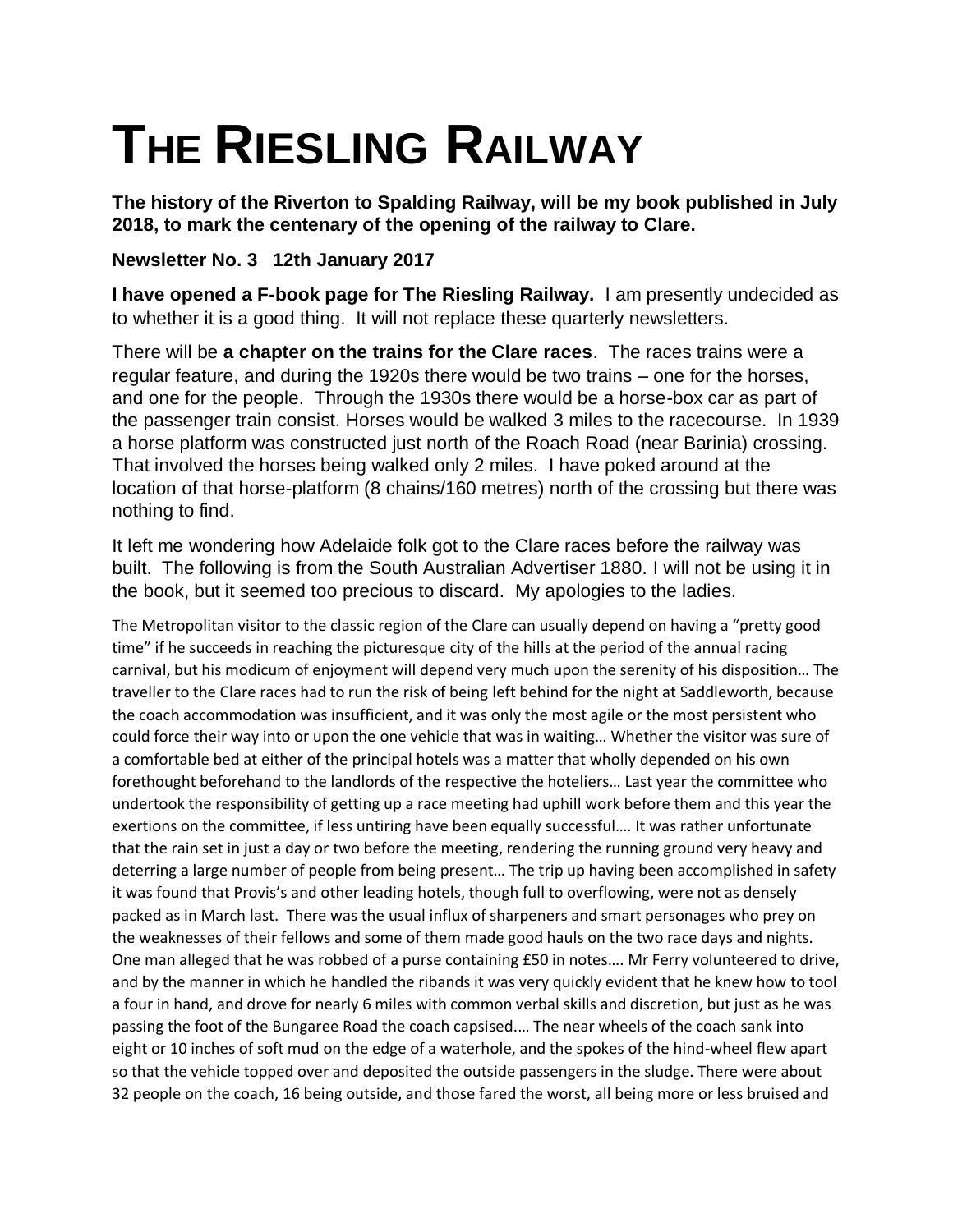# The Riesling Railway

**The history of the Riverton to Spalding Railway, will be my book published in July 2018, to mark the centenary of the opening of the railway to Clare.**

**Newsletter No. 3   12th January 2017**

**I have opened a F-book page for The Riesling Railway.** I am presently undecided as to whether it is a good thing. It will not replace these quarterly newsletters.

There will be **a chapter on the trains for the Clare races**. The races trains were a regular feature, and during the 1920s there would be two trains – one for the horses, and one for the people. Through the 1930s there would be a horse-box car as part of the passenger train consist. Horses would be walked 3 miles to the racecourse. In 1939 a horse platform was constructed just north of the Roach Road (near Barinia) crossing. That involved the horses being walked only 2 miles. I have poked around at the location of that horse-platform (8 chains/160 metres) north of the crossing but there was nothing to find.

It left me wondering how Adelaide folk got to the Clare races before the railway was built. The following is from the South Australian Advertiser 1880. I will not be using it in the book, but it seemed too precious to discard. My apologies to the ladies.

The Metropolitan visitor to the classic region of the Clare can usually depend on having a "pretty good time" if he succeeds in reaching the picturesque city of the hills at the period of the annual racing carnival, but his modicum of enjoyment will depend very much upon the serenity of his disposition… The traveller to the Clare races had to run the risk of being left behind for the night at Saddleworth, because the coach accommodation was insufficient, and it was only the most agile or the most persistent who could force their way into or upon the one vehicle that was in waiting… Whether the visitor was sure of a comfortable bed at either of the principal hotels was a matter that wholly depended on his own forethought beforehand to the landlords of the respective the hoteliers… Last year the committee who undertook the responsibility of getting up a race meeting had uphill work before them and this year the exertions on the committee, if less untiring have been equally successful…. It was rather unfortunate that the rain set in just a day or two before the meeting, rendering the running ground very heavy and deterring a large number of people from being present… The trip up having been accomplished in safety it was found that Provis's and other leading hotels, though full to overflowing, were not as densely packed as in March last. There was the usual influx of sharpeners and smart personages who prey on the weaknesses of their fellows and some of them made good hauls on the two race days and nights. One man alleged that he was robbed of a purse containing £50 in notes…. Mr Ferry volunteered to drive, and by the manner in which he handled the ribands it was very quickly evident that he knew how to tool a four in hand, and drove for nearly 6 miles with common verbal skills and discretion, but just as he was passing the foot of the Bungaree Road the coach capsised…. The near wheels of the coach sank into eight or 10 inches of soft mud on the edge of a waterhole, and the spokes of the hind-wheel flew apart so that the vehicle topped over and deposited the outside passengers in the sludge. There were about 32 people on the coach, 16 being outside, and those fared the worst, all being more or less bruised and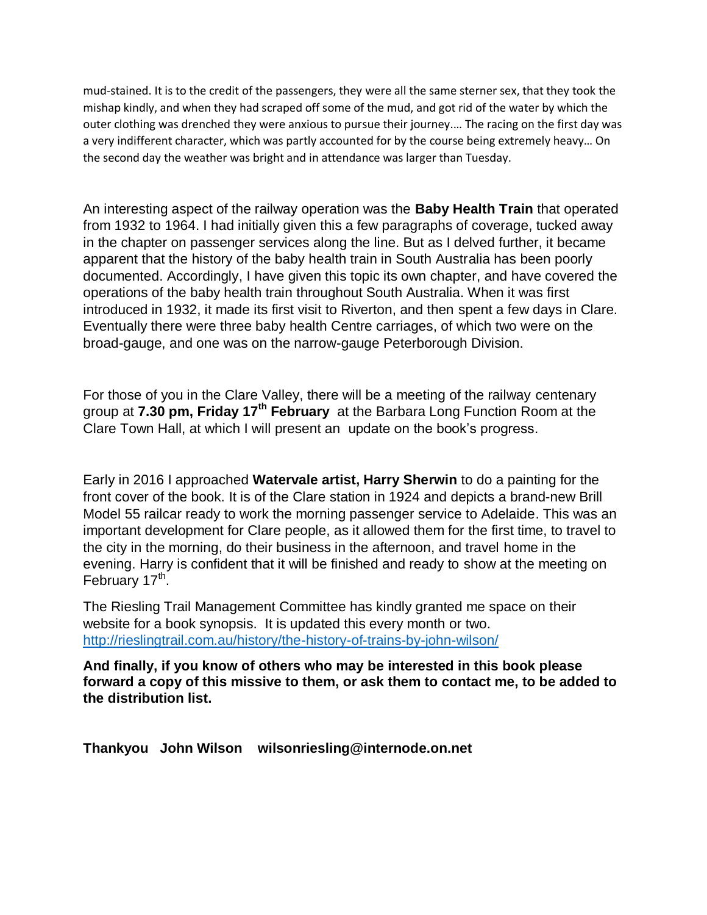mud-stained. It is to the credit of the passengers, they were all the same sterner sex, that they took the mishap kindly, and when they had scraped off some of the mud, and got rid of the water by which the outer clothing was drenched they were anxious to pursue their journey.… The racing on the first day was a very indifferent character, which was partly accounted for by the course being extremely heavy… On the second day the weather was bright and in attendance was larger than Tuesday.

An interesting aspect of the railway operation was the **Baby Health Train** that operated from 1932 to 1964. I had initially given this a few paragraphs of coverage, tucked away in the chapter on passenger services along the line. But as I delved further, it became apparent that the history of the baby health train in South Australia has been poorly documented. Accordingly, I have given this topic its own chapter, and have covered the operations of the baby health train throughout South Australia. When it was first introduced in 1932, it made its first visit to Riverton, and then spent a few days in Clare. Eventually there were three baby health Centre carriages, of which two were on the broad-gauge, and one was on the narrow-gauge Peterborough Division.

For those of you in the Clare Valley, there will be a meeting of the railway centenary group at **7.30 pm, Friday 17th February** at the Barbara Long Function Room at the Clare Town Hall, at which I will present an update on the book's progress.

Early in 2016 I approached **Watervale artist, Harry Sherwin** to do a painting for the front cover of the book. It is of the Clare station in 1924 and depicts a brand-new Brill Model 55 railcar ready to work the morning passenger service to Adelaide. This was an important development for Clare people, as it allowed them for the first time, to travel to the city in the morning, do their business in the afternoon, and travel home in the evening. Harry is confident that it will be finished and ready to show at the meeting on February 17th.

The Riesling Trail Management Committee has kindly granted me space on their website for a book synopsis. It is updated this every month or two. http://rieslingtrail.com.au/history/the-history-of-trains-by-john-wilson/

**And finally, if you know of others who may be interested in this book please forward a copy of this missive to them, or ask them to contact me, to be added to the distribution list.**

**Thankyou John Wilson wilsonriesling@internode.on.net**